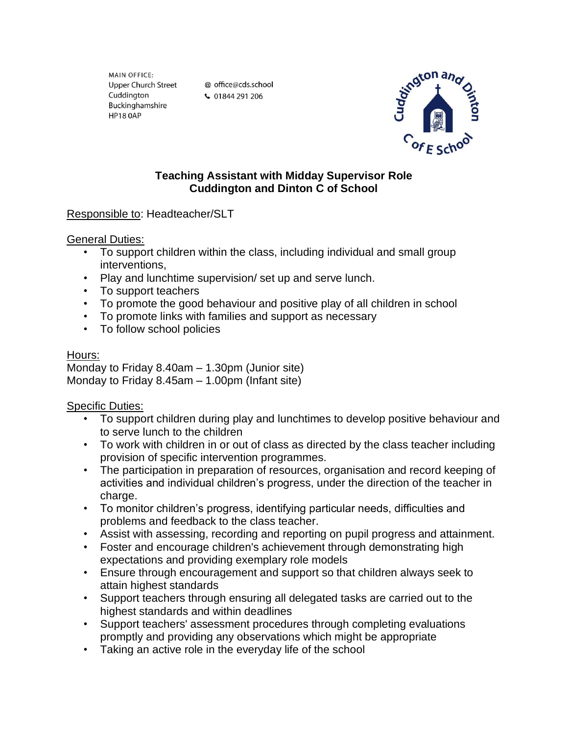MAIN OFFICE:
Upper Church Street
Cuddington
Buckinghamshire
HP18 0AP

@ office@cds.school
☎ 01844 291 206

**Teaching Assistant with Midday Supervisor Role**
**Cuddington and Dinton C of School**

Responsible to: Headteacher/SLT

General Duties:

- To support children within the class, including individual and small group interventions,
- Play and lunchtime supervision/ set up and serve lunch.
- To support teachers
- To promote the good behaviour and positive play of all children in school
- To promote links with families and support as necessary
- To follow school policies

Hours:
Monday to Friday 8.40am – 1.30pm (Junior site)
Monday to Friday 8.45am – 1.00pm (Infant site)

Specific Duties:

- To support children during play and lunchtimes to develop positive behaviour and to serve lunch to the children
- To work with children in or out of class as directed by the class teacher including provision of specific intervention programmes.
- The participation in preparation of resources, organisation and record keeping of activities and individual children's progress, under the direction of the teacher in charge.
- To monitor children's progress, identifying particular needs, difficulties and problems and feedback to the class teacher.
- Assist with assessing, recording and reporting on pupil progress and attainment.
- Foster and encourage children's achievement through demonstrating high expectations and providing exemplary role models
- Ensure through encouragement and support so that children always seek to attain highest standards
- Support teachers through ensuring all delegated tasks are carried out to the highest standards and within deadlines
- Support teachers' assessment procedures through completing evaluations promptly and providing any observations which might be appropriate
- Taking an active role in the everyday life of the school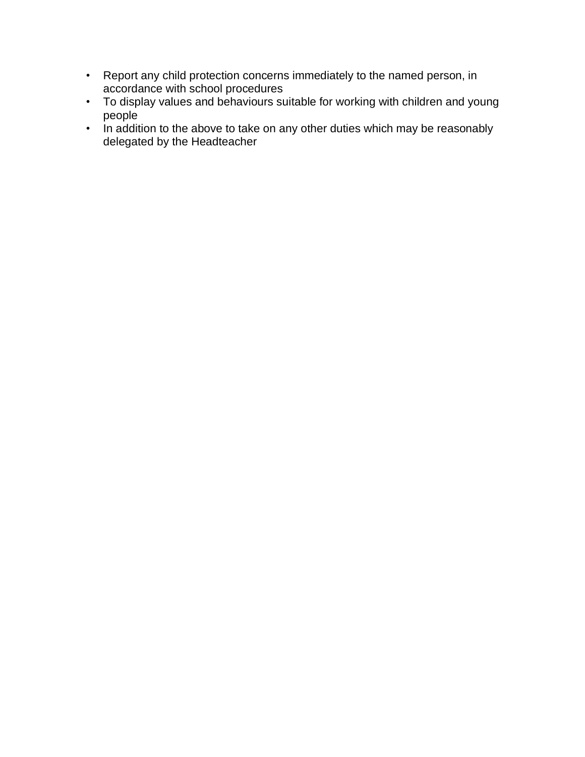- Report any child protection concerns immediately to the named person, in accordance with school procedures
- To display values and behaviours suitable for working with children and young people
- In addition to the above to take on any other duties which may be reasonably delegated by the Headteacher